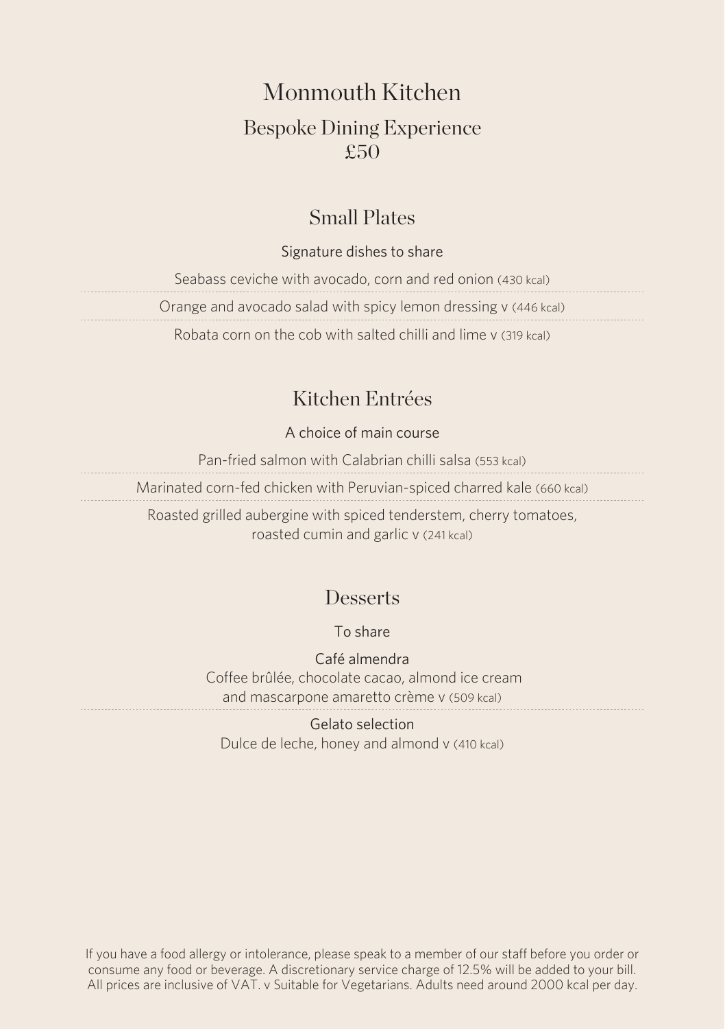# Monmouth Kitchen

## Bespoke Dining Experience

## £50

### Small Plates

Signature dishes to share

Seabass ceviche with avocado, corn and red onion (430 kcal)

Orange and avocado salad with spicy lemon dressing v (446 kcal)

Robata corn on the cob with salted chilli and lime v (319 kcal)

### Kitchen Entrées

A choice of main course

Pan-fried salmon with Calabrian chilli salsa (553 kcal)

Marinated corn-fed chicken with Peruvian-spiced charred kale (660 kcal)

Roasted grilled aubergine with spiced tenderstem, cherry tomatoes, roasted cumin and garlic v (241 kcal)

### Desserts

To share

Café almendra
Coffee brûlée, chocolate cacao, almond ice cream and mascarpone amaretto crème v (509 kcal)

Gelato selection
Dulce de leche, honey and almond v (410 kcal)

If you have a food allergy or intolerance, please speak to a member of our staff before you order or consume any food or beverage. A discretionary service charge of 12.5% will be added to your bill. All prices are inclusive of VAT. v Suitable for Vegetarians. Adults need around 2000 kcal per day.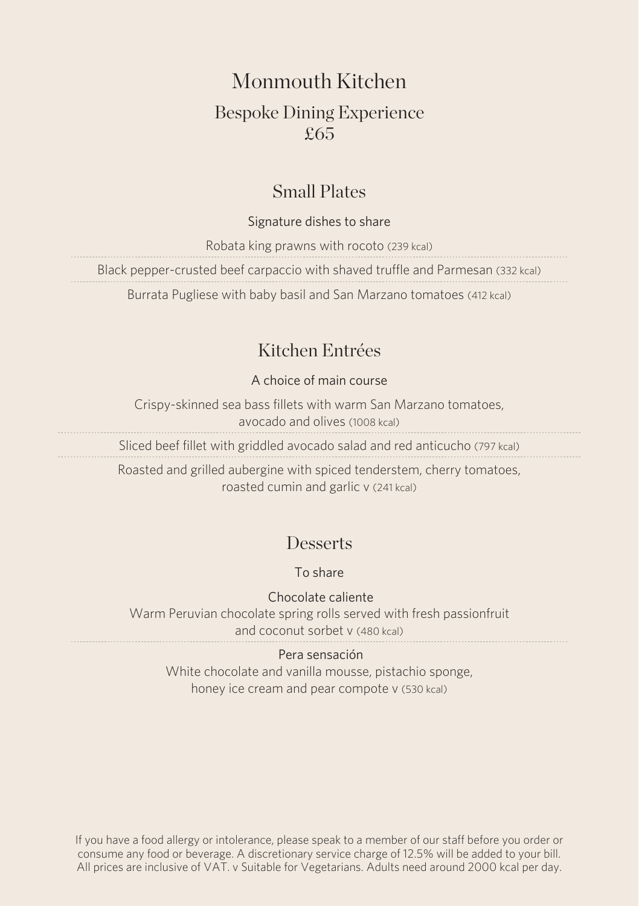# Monmouth Kitchen

## Bespoke Dining Experience

## £65

### Small Plates

Signature dishes to share

Robata king prawns with rocoto (239 kcal)

Black pepper-crusted beef carpaccio with shaved truffle and Parmesan (332 kcal)

Burrata Pugliese with baby basil and San Marzano tomatoes (412 kcal)

### Kitchen Entrées

A choice of main course

Crispy-skinned sea bass fillets with warm San Marzano tomatoes, avocado and olives (1008 kcal)

Sliced beef fillet with griddled avocado salad and red anticucho (797 kcal)

Roasted and grilled aubergine with spiced tenderstem, cherry tomatoes, roasted cumin and garlic v (241 kcal)

### Desserts

To share

Chocolate caliente
Warm Peruvian chocolate spring rolls served with fresh passionfruit and coconut sorbet v (480 kcal)

Pera sensación
White chocolate and vanilla mousse, pistachio sponge, honey ice cream and pear compote v (530 kcal)

If you have a food allergy or intolerance, please speak to a member of our staff before you order or consume any food or beverage. A discretionary service charge of 12.5% will be added to your bill. All prices are inclusive of VAT. v Suitable for Vegetarians. Adults need around 2000 kcal per day.